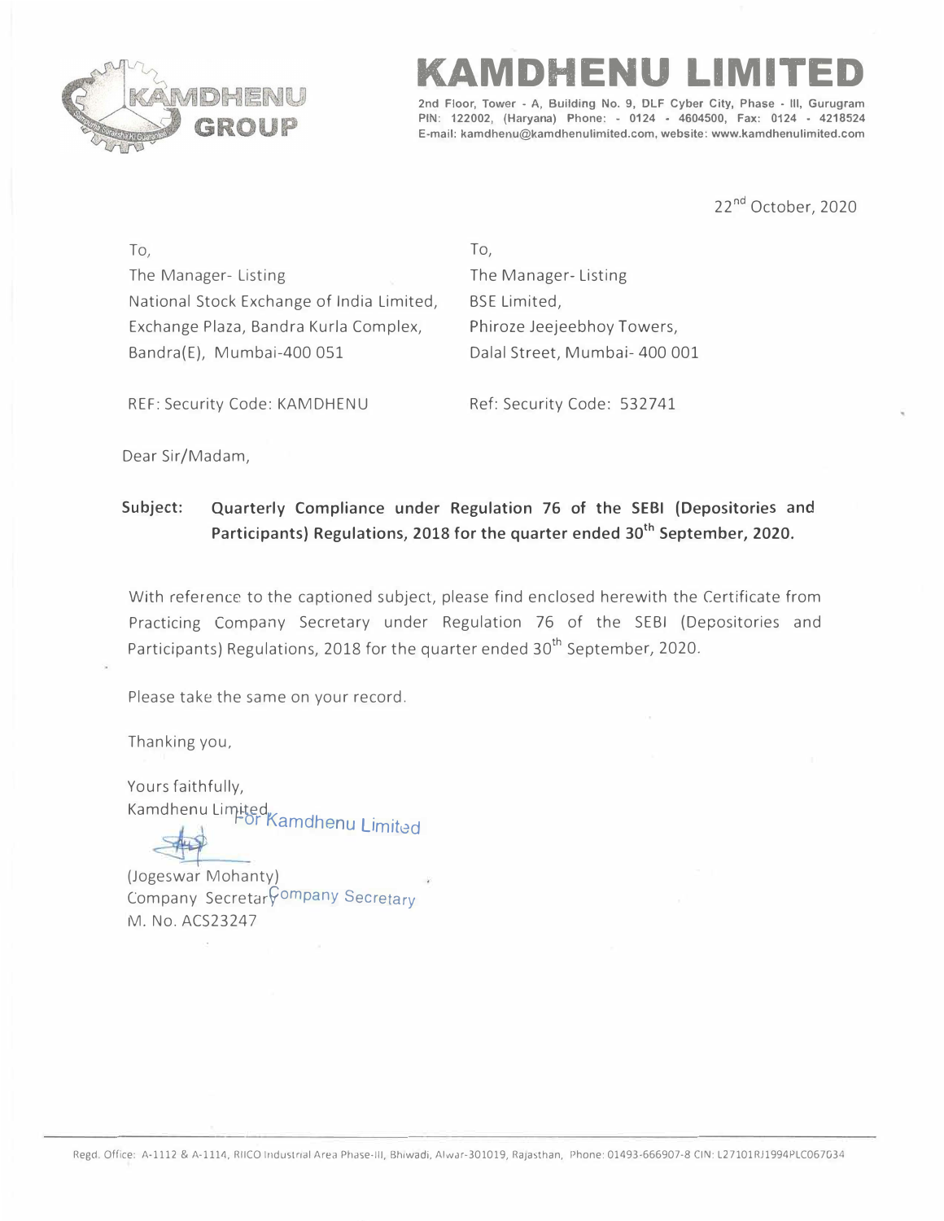# KAMDHENU LIMITED

2nd Floor, Tower - A, Building No. 9, DLF Cyber City, Phase - III, Gurugram PIN: 122002, (Haryana) Phone: - 0124 - 4604500, Fax: 0124 - 4218524
E-mail: kamdhenu@kamdhenulimited.com, website: www.kamdhenulimited.com

22nd October, 2020

To,
The Manager- Listing
National Stock Exchange of India Limited,
Exchange Plaza, Bandra Kurla Complex,
Bandra(E), Mumbai-400 051

REF: Security Code: KAMDHENU

To,
The Manager- Listing
BSE Limited,
Phiroze Jeejeebhoy Towers,
Dalal Street, Mumbai- 400 001

Ref: Security Code: 532741

Dear Sir/Madam,

**Subject: Quarterly Compliance under Regulation 76 of the SEBI (Depositories and Participants) Regulations, 2018 for the quarter ended 30th September, 2020.**

With reference to the captioned subject, please find enclosed herewith the Certificate from Practicing Company Secretary under Regulation 76 of the SEBI (Depositories and Participants) Regulations, 2018 for the quarter ended 30th September, 2020.

Please take the same on your record.

Thanking you,

Yours faithfully,
Kamdhenu Limited
For Kamdhenu Limited

(Jogeswar Mohanty)
Company Secretary
Company Secretary
M. No. ACS23247

Regd. Office: A-1112 & A-1114, RIICO Industrial Area Phase-III, Bhiwadi, Alwar-301019, Rajasthan, Phone: 01493-666907-8 CIN: L27101RJ1994PLC067634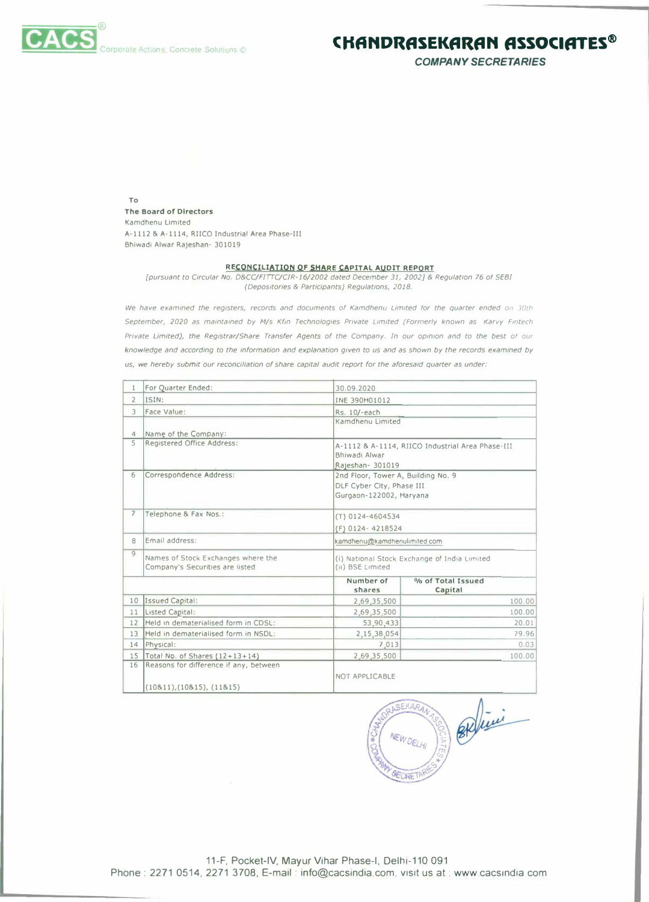CACS® Corporate Actions, Concrete Solutions ©

# CHANDRASEKARAN ASSOCIATES®

COMPANY SECRETARIES

To

**The Board of Directors**
Kamdhenu Limited
A-1112 & A-1114, RIICO Industrial Area Phase-III
Bhiwadi Alwar Rajeshan- 301019

**RECONCILIATION OF SHARE CAPITAL AUDIT REPORT**

*[pursuant to Circular No. D&CC/FITTC/CIR-16/2002 dated December 31, 2002] & Regulation 76 of SEBI (Depositories & Participants) Regulations, 2018.*

*We have examined the registers, records and documents of Kamdhenu Limited for the quarter ended on 30th September, 2020 as maintained by M/s Kfin Technologies Private Limited (Formerly known as Karvy Fintech Private Limited), the Registrar/Share Transfer Agents of the Company. In our opinion and to the best of our knowledge and according to the information and explanation given to us and as shown by the records examined by us, we hereby submit our reconciliation of share capital audit report for the aforesaid quarter as under:*

| | | | |
|---|---|---|---|
| 1 | For Quarter Ended: | 30.09.2020 | |
| 2 | ISIN: | INE 390H01012 | |
| 3 | Face Value: | Rs. 10/-each | |
| 4 | Name of the Company: | Kamdhenu Limited | |
| 5 | Registered Office Address: | A-1112 & A-1114, RIICO Industrial Area Phase-III Bhiwadi Alwar Rajeshan- 301019 | |
| 6 | Correspondence Address: | 2nd Floor, Tower A, Building No. 9 DLF Cyber City, Phase III Gurgaon-122002, Haryana | |
| 7 | Telephone & Fax Nos.: | (T) 0124-4604534 (F) 0124- 4218524 | |
| 8 | Email address: | kamdhenu@kamdhenulimited.com | |
| 9 | Names of Stock Exchanges where the Company's Securities are listed | (i) National Stock Exchange of India Limited (ii) BSE Limited | |
| | | **Number of shares** | **% of Total Issued Capital** |
| 10 | Issued Capital: | 2,69,35,500 | 100.00 |
| 11 | Listed Capital: | 2,69,35,500 | 100.00 |
| 12 | Held in dematerialised form in CDSL: | 53,90,433 | 20.01 |
| 13 | Held in dematerialised form in NSDL: | 2,15,38,054 | 79.96 |
| 14 | Physical: | 7,013 | 0.03 |
| 15 | Total No. of Shares (12+13+14) | 2,69,35,500 | 100.00 |
| 16 | Reasons for difference if any, between (10&11),(10&15), (11&15) | NOT APPLICABLE | |

11-F, Pocket-IV, Mayur Vihar Phase-I, Delhi-110 091
Phone : 2271 0514, 2271 3708, E-mail : info@cacsindia.com, visit us at : www.cacsindia.com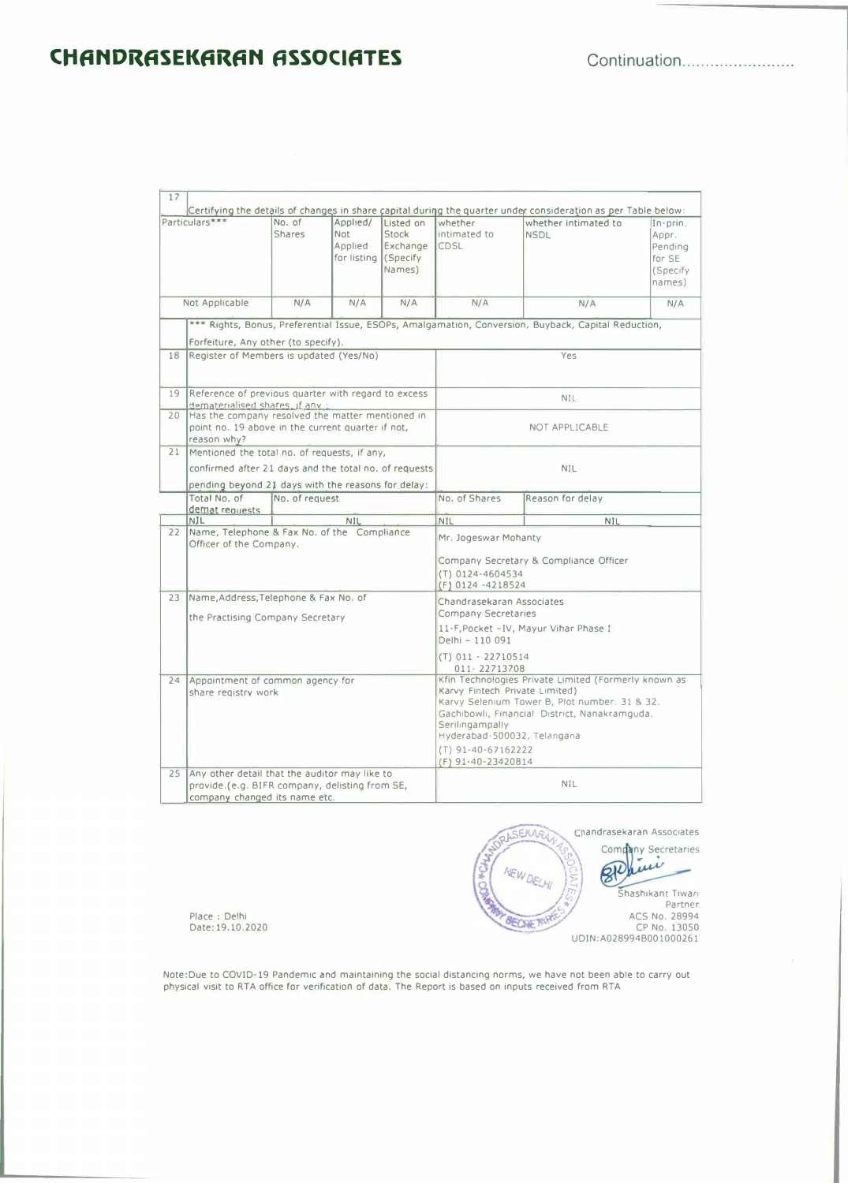# CHANDRASEKARAN ASSOCIATES

Continuation........................

| | | | | | | |
|---|---|---|---|---|---|---|
| 17 | Certifying the details of changes in share capital during the quarter under consideration as per Table below: | | | | | |
| Particulars*** | No. of Shares | Applied/ Not Applied for listing | Listed on Stock Exchange (Specify Names) | whether intimated to CDSL | whether intimated to NSDL | In-prin. Appr. Pending for SE (Specify names) |
| Not Applicable | N/A | N/A | N/A | N/A | N/A | N/A |
| | *** Rights, Bonus, Preferential Issue, ESOPs, Amalgamation, Conversion, Buyback, Capital Reduction, Forfeiture, Any other (to specify). | | | | | |

| | | |
|---|---|---|
| 18 | Register of Members is updated (Yes/No) | Yes |
| 19 | Reference of previous quarter with regard to excess dematerialised shares, if any : | NIL |
| 20 | Has the company resolved the matter mentioned in point no. 19 above in the current quarter if not, reason why? | NOT APPLICABLE |
| 21 | Mentioned the total no. of requests, if any, confirmed after 21 days and the total no. of requests pending beyond 21 days with the reasons for delay: | NIL |

| Total No. of demat requests | No. of request | No. of Shares | Reason for delay |
|---|---|---|---|
| NIL | NIL | NIL | NIL |

| | | |
|---|---|---|
| 22 | Name, Telephone & Fax No. of the Compliance Officer of the Company. | Mr. Jogeswar Mohanty<br><br>Company Secretary & Compliance Officer<br>(T) 0124-4604534<br>(F) 0124 -4218524 |
| 23 | Name,Address,Telephone & Fax No. of the Practising Company Secretary | Chandrasekaran Associates<br>Company Secretaries<br>11-F,Pocket -IV, Mayur Vihar Phase I<br>Delhi - 110 091<br>(T) 011 - 22710514<br>011- 22713708 |
| 24 | Appointment of common agency for share registry work | Kfin Technologies Private Limited (Formerly known as Karvy Fintech Private Limited)<br>Karvy Selenium Tower B, Plot number. 31 & 32. Gachibowli, Financial District, Nanakramguda. Serilingampally<br>Hyderabad-500032, Telangana<br>(T) 91-40-67162222<br>(F) 91-40-23420814 |
| 25 | Any other detail that the auditor may like to provide.(e.g. BIFR company, delisting from SE, company changed its name etc. | NIL |

Chandrasekaran Associates
Company Secretaries

Shashikant Tiwari
Partner
ACS No. 28994
CP No. 13050
UDIN:A028994B001000261

Place : Delhi
Date: 19.10.2020

Note:Due to COVID-19 Pandemic and maintaining the social distancing norms, we have not been able to carry out physical visit to RTA office for verification of data. The Report is based on inputs received from RTA